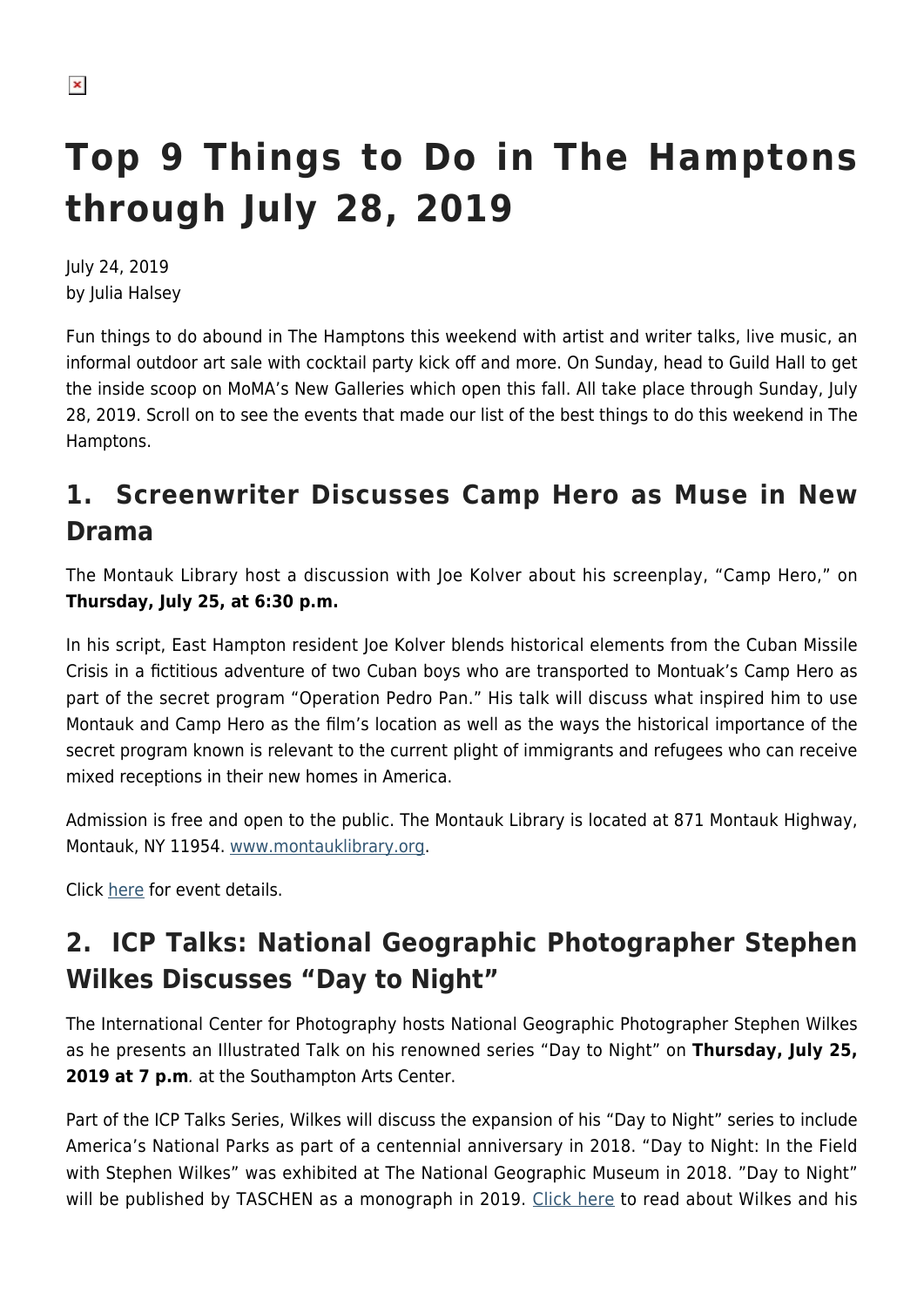# Top 9 Things to Do in The Hamptons through July 28, 2019

July 24, 2019
by Julia Halsey

Fun things to do abound in The Hamptons this weekend with artist and writer talks, live music, an informal outdoor art sale with cocktail party kick off and more. On Sunday, head to Guild Hall to get the inside scoop on MoMA's New Galleries which open this fall. All take place through Sunday, July 28, 2019. Scroll on to see the events that made our list of the best things to do this weekend in The Hamptons.

## 1. Screenwriter Discusses Camp Hero as Muse in New Drama

The Montauk Library host a discussion with Joe Kolver about his screenplay, "Camp Hero," on **Thursday, July 25, at 6:30 p.m.**

In his script, East Hampton resident Joe Kolver blends historical elements from the Cuban Missile Crisis in a fictitious adventure of two Cuban boys who are transported to Montuak's Camp Hero as part of the secret program "Operation Pedro Pan." His talk will discuss what inspired him to use Montauk and Camp Hero as the film's location as well as the ways the historical importance of the secret program known is relevant to the current plight of immigrants and refugees who can receive mixed receptions in their new homes in America.

Admission is free and open to the public. The Montauk Library is located at 871 Montauk Highway, Montauk, NY 11954. www.montauklibrary.org.

Click here for event details.

## 2. ICP Talks: National Geographic Photographer Stephen Wilkes Discusses "Day to Night"

The International Center for Photography hosts National Geographic Photographer Stephen Wilkes as he presents an Illustrated Talk on his renowned series "Day to Night" on **Thursday, July 25, 2019 at 7 p.m**. at the Southampton Arts Center.

Part of the ICP Talks Series, Wilkes will discuss the expansion of his "Day to Night" series to include America's National Parks as part of a centennial anniversary in 2018. "Day to Night: In the Field with Stephen Wilkes" was exhibited at The National Geographic Museum in 2018. "Day to Night" will be published by TASCHEN as a monograph in 2019. Click here to read about Wilkes and his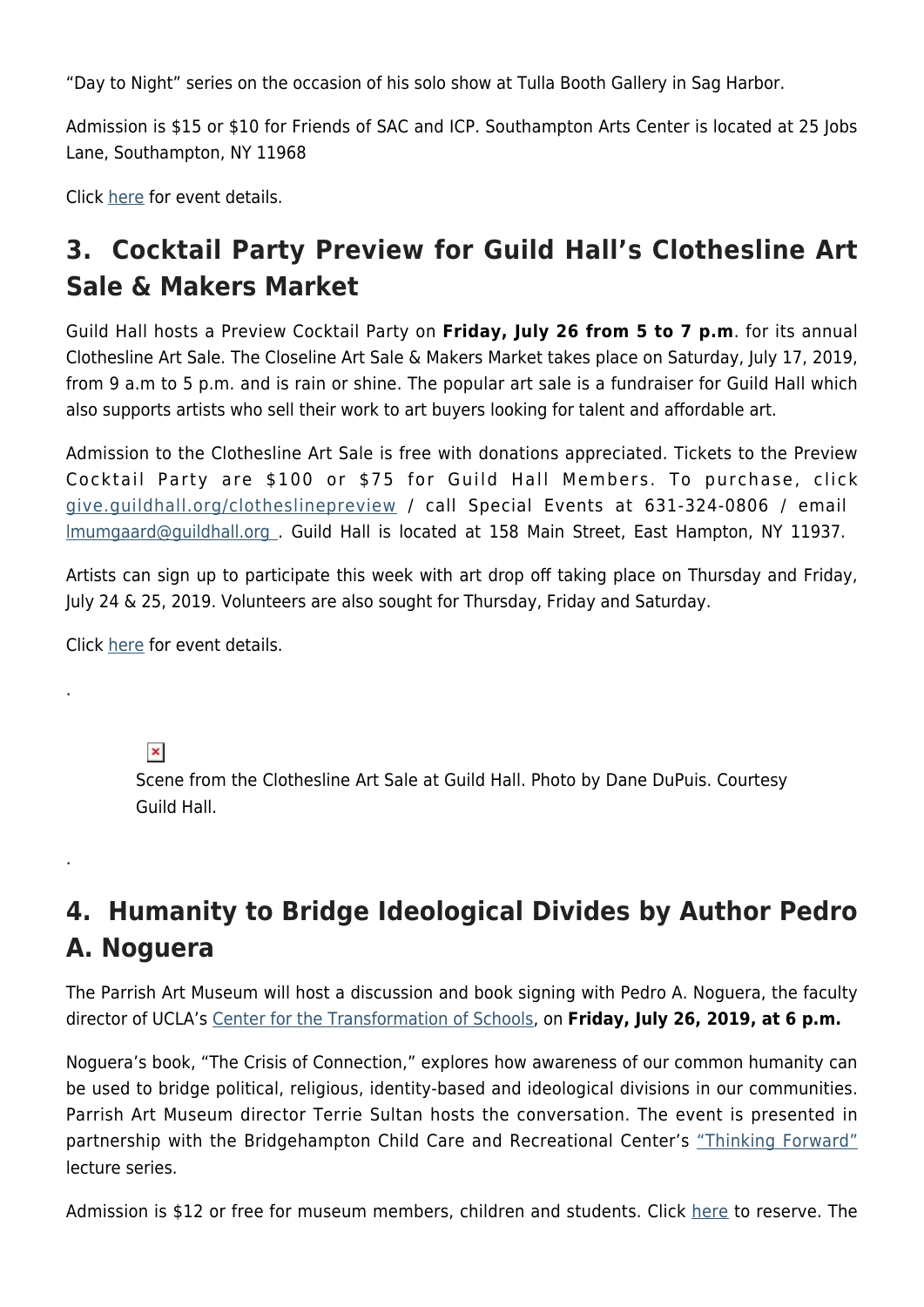"Day to Night" series on the occasion of his solo show at Tulla Booth Gallery in Sag Harbor.

Admission is $15 or $10 for Friends of SAC and ICP. Southampton Arts Center is located at 25 Jobs Lane, Southampton, NY 11968

Click here for event details.

## 3. Cocktail Party Preview for Guild Hall's Clothesline Art Sale & Makers Market

Guild Hall hosts a Preview Cocktail Party on **Friday, July 26 from 5 to 7 p.m**. for its annual Clothesline Art Sale. The Closeline Art Sale & Makers Market takes place on Saturday, July 17, 2019, from 9 a.m to 5 p.m. and is rain or shine. The popular art sale is a fundraiser for Guild Hall which also supports artists who sell their work to art buyers looking for talent and affordable art.

Admission to the Clothesline Art Sale is free with donations appreciated. Tickets to the Preview Cocktail Party are $100 or $75 for Guild Hall Members. To purchase, click give.guildhall.org/clotheslinepreview / call Special Events at 631-324-0806 / email lmumgaard@guildhall.org . Guild Hall is located at 158 Main Street, East Hampton, NY 11937.

Artists can sign up to participate this week with art drop off taking place on Thursday and Friday, July 24 & 25, 2019. Volunteers are also sought for Thursday, Friday and Saturday.

Click here for event details.

.

Scene from the Clothesline Art Sale at Guild Hall. Photo by Dane DuPuis. Courtesy Guild Hall.

.

## 4. Humanity to Bridge Ideological Divides by Author Pedro A. Noguera

The Parrish Art Museum will host a discussion and book signing with Pedro A. Noguera, the faculty director of UCLA's Center for the Transformation of Schools, on **Friday, July 26, 2019, at 6 p.m.**

Noguera's book, "The Crisis of Connection," explores how awareness of our common humanity can be used to bridge political, religious, identity-based and ideological divisions in our communities. Parrish Art Museum director Terrie Sultan hosts the conversation. The event is presented in partnership with the Bridgehampton Child Care and Recreational Center's "Thinking Forward" lecture series.

Admission is $12 or free for museum members, children and students. Click here to reserve. The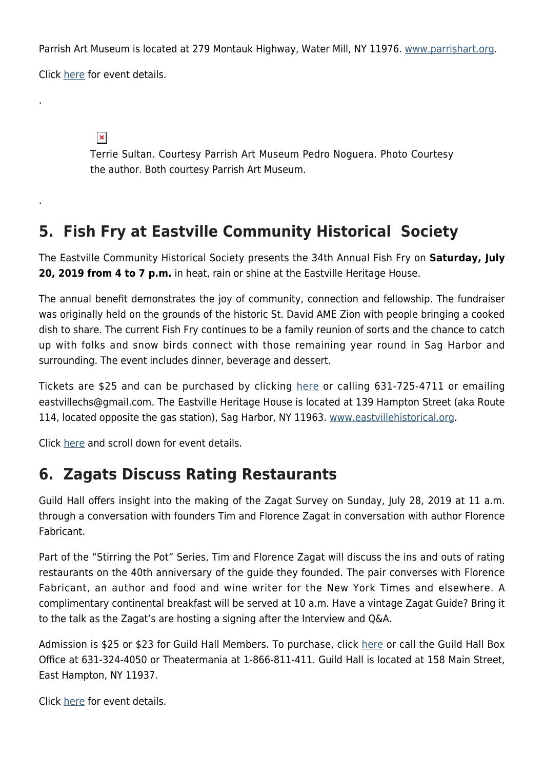Parrish Art Museum is located at 279 Montauk Highway, Water Mill, NY 11976. www.parrishart.org.

Click here for event details.

.

Terrie Sultan. Courtesy Parrish Art Museum Pedro Noguera. Photo Courtesy the author. Both courtesy Parrish Art Museum.

.

## 5. Fish Fry at Eastville Community Historical Society

The Eastville Community Historical Society presents the 34th Annual Fish Fry on **Saturday, July 20, 2019 from 4 to 7 p.m.** in heat, rain or shine at the Eastville Heritage House.

The annual benefit demonstrates the joy of community, connection and fellowship. The fundraiser was originally held on the grounds of the historic St. David AME Zion with people bringing a cooked dish to share. The current Fish Fry continues to be a family reunion of sorts and the chance to catch up with folks and snow birds connect with those remaining year round in Sag Harbor and surrounding. The event includes dinner, beverage and dessert.

Tickets are $25 and can be purchased by clicking here or calling 631-725-4711 or emailing eastvillechs@gmail.com. The Eastville Heritage House is located at 139 Hampton Street (aka Route 114, located opposite the gas station), Sag Harbor, NY 11963. www.eastvillehistorical.org.

Click here and scroll down for event details.

## 6. Zagats Discuss Rating Restaurants

Guild Hall offers insight into the making of the Zagat Survey on Sunday, July 28, 2019 at 11 a.m. through a conversation with founders Tim and Florence Zagat in conversation with author Florence Fabricant.

Part of the "Stirring the Pot" Series, Tim and Florence Zagat will discuss the ins and outs of rating restaurants on the 40th anniversary of the guide they founded. The pair converses with Florence Fabricant, an author and food and wine writer for the New York Times and elsewhere. A complimentary continental breakfast will be served at 10 a.m. Have a vintage Zagat Guide? Bring it to the talk as the Zagat's are hosting a signing after the Interview and Q&A.

Admission is $25 or $23 for Guild Hall Members. To purchase, click here or call the Guild Hall Box Office at 631-324-4050 or Theatermania at 1-866-811-411. Guild Hall is located at 158 Main Street, East Hampton, NY 11937.

Click here for event details.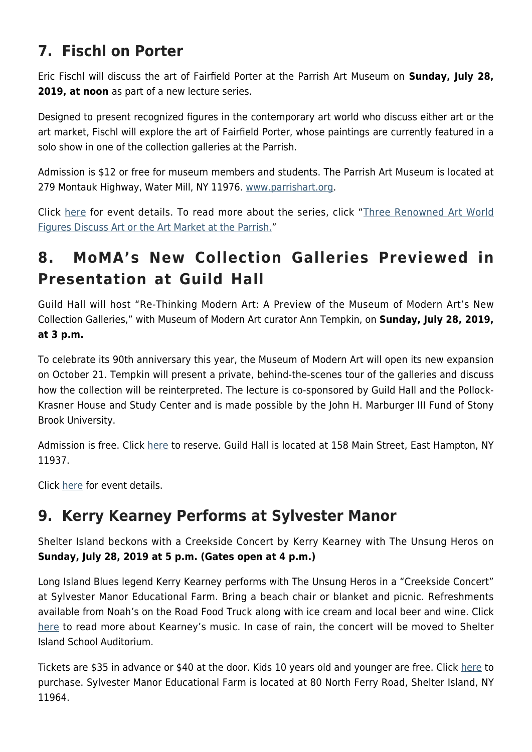## 7. Fischl on Porter

Eric Fischl will discuss the art of Fairfield Porter at the Parrish Art Museum on **Sunday, July 28, 2019, at noon** as part of a new lecture series.

Designed to present recognized figures in the contemporary art world who discuss either art or the art market, Fischl will explore the art of Fairfield Porter, whose paintings are currently featured in a solo show in one of the collection galleries at the Parrish.

Admission is $12 or free for museum members and students. The Parrish Art Museum is located at 279 Montauk Highway, Water Mill, NY 11976. www.parrishart.org.

Click here for event details. To read more about the series, click "Three Renowned Art World Figures Discuss Art or the Art Market at the Parrish."

## 8. MoMA's New Collection Galleries Previewed in Presentation at Guild Hall

Guild Hall will host "Re-Thinking Modern Art: A Preview of the Museum of Modern Art's New Collection Galleries," with Museum of Modern Art curator Ann Tempkin, on **Sunday, July 28, 2019, at 3 p.m.**

To celebrate its 90th anniversary this year, the Museum of Modern Art will open its new expansion on October 21. Tempkin will present a private, behind-the-scenes tour of the galleries and discuss how the collection will be reinterpreted. The lecture is co-sponsored by Guild Hall and the Pollock-Krasner House and Study Center and is made possible by the John H. Marburger III Fund of Stony Brook University.

Admission is free. Click here to reserve. Guild Hall is located at 158 Main Street, East Hampton, NY 11937.

Click here for event details.

## 9. Kerry Kearney Performs at Sylvester Manor

Shelter Island beckons with a Creekside Concert by Kerry Kearney with The Unsung Heros on **Sunday, July 28, 2019 at 5 p.m. (Gates open at 4 p.m.)**

Long Island Blues legend Kerry Kearney performs with The Unsung Heros in a "Creekside Concert" at Sylvester Manor Educational Farm. Bring a beach chair or blanket and picnic. Refreshments available from Noah's on the Road Food Truck along with ice cream and local beer and wine. Click here to read more about Kearney's music. In case of rain, the concert will be moved to Shelter Island School Auditorium.

Tickets are $35 in advance or $40 at the door. Kids 10 years old and younger are free. Click here to purchase. Sylvester Manor Educational Farm is located at 80 North Ferry Road, Shelter Island, NY 11964.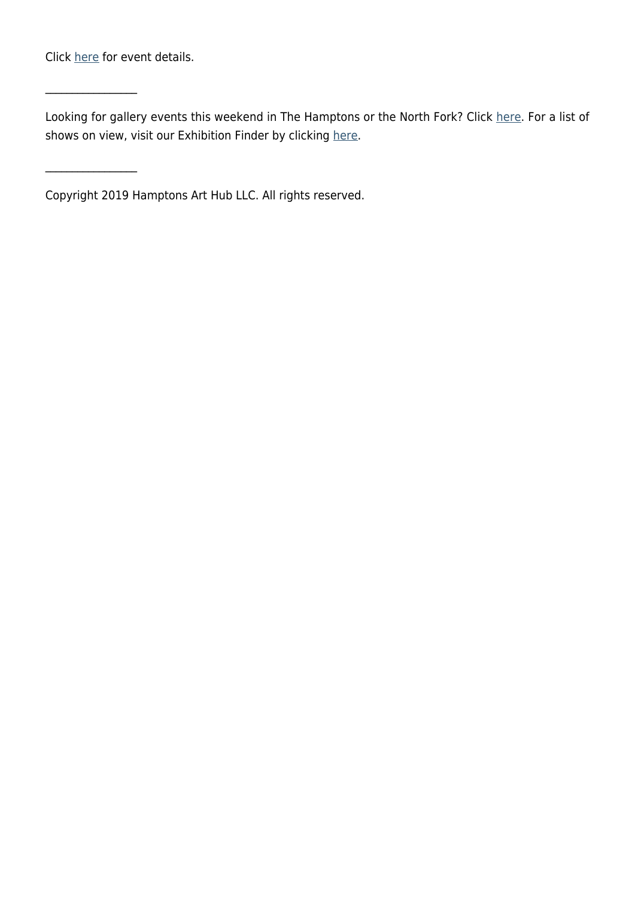Click here for event details.

_______________

Looking for gallery events this weekend in The Hamptons or the North Fork? Click here. For a list of shows on view, visit our Exhibition Finder by clicking here.

_______________

Copyright 2019 Hamptons Art Hub LLC. All rights reserved.